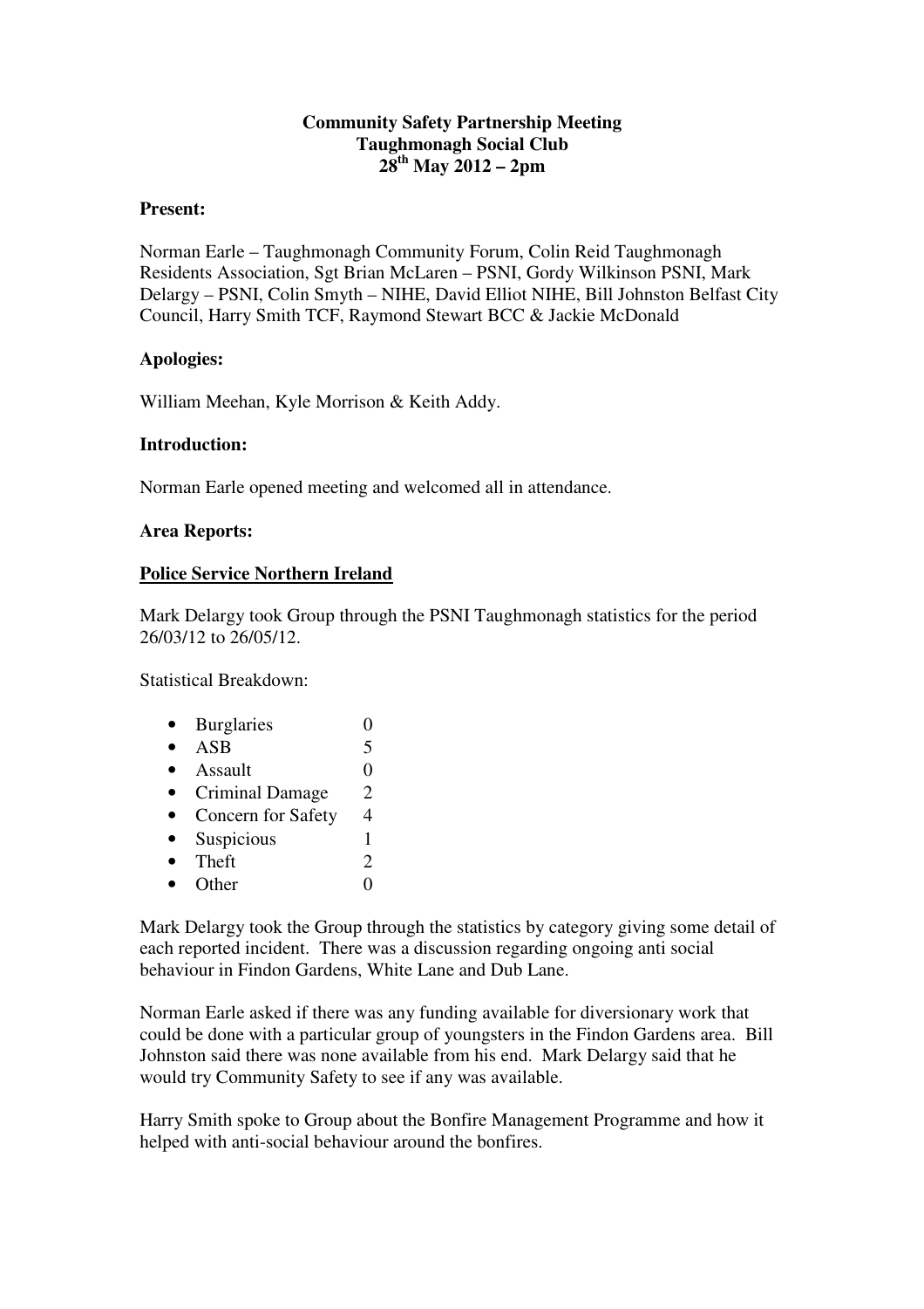**Community Safety Partnership Meeting**
**Taughmonagh Social Club**
**28th May 2012 – 2pm**

**Present:**

Norman Earle – Taughmonagh Community Forum, Colin Reid Taughmonagh Residents Association, Sgt Brian McLaren – PSNI, Gordy Wilkinson PSNI, Mark Delargy – PSNI, Colin Smyth – NIHE, David Elliot NIHE, Bill Johnston Belfast City Council, Harry Smith TCF, Raymond Stewart BCC & Jackie McDonald

**Apologies:**

William Meehan, Kyle Morrison & Keith Addy.

**Introduction:**

Norman Earle opened meeting and welcomed all in attendance.

**Area Reports:**

**<u>Police Service Northern Ireland</u>**

Mark Delargy took Group through the PSNI Taughmonagh statistics for the period 26/03/12 to 26/05/12.

Statistical Breakdown:

- Burglaries 0
- ASB 5
- Assault 0
- Criminal Damage 2
- Concern for Safety 4
- Suspicious 1
- Theft 2
- Other 0

Mark Delargy took the Group through the statistics by category giving some detail of each reported incident. There was a discussion regarding ongoing anti social behaviour in Findon Gardens, White Lane and Dub Lane.

Norman Earle asked if there was any funding available for diversionary work that could be done with a particular group of youngsters in the Findon Gardens area. Bill Johnston said there was none available from his end. Mark Delargy said that he would try Community Safety to see if any was available.

Harry Smith spoke to Group about the Bonfire Management Programme and how it helped with anti-social behaviour around the bonfires.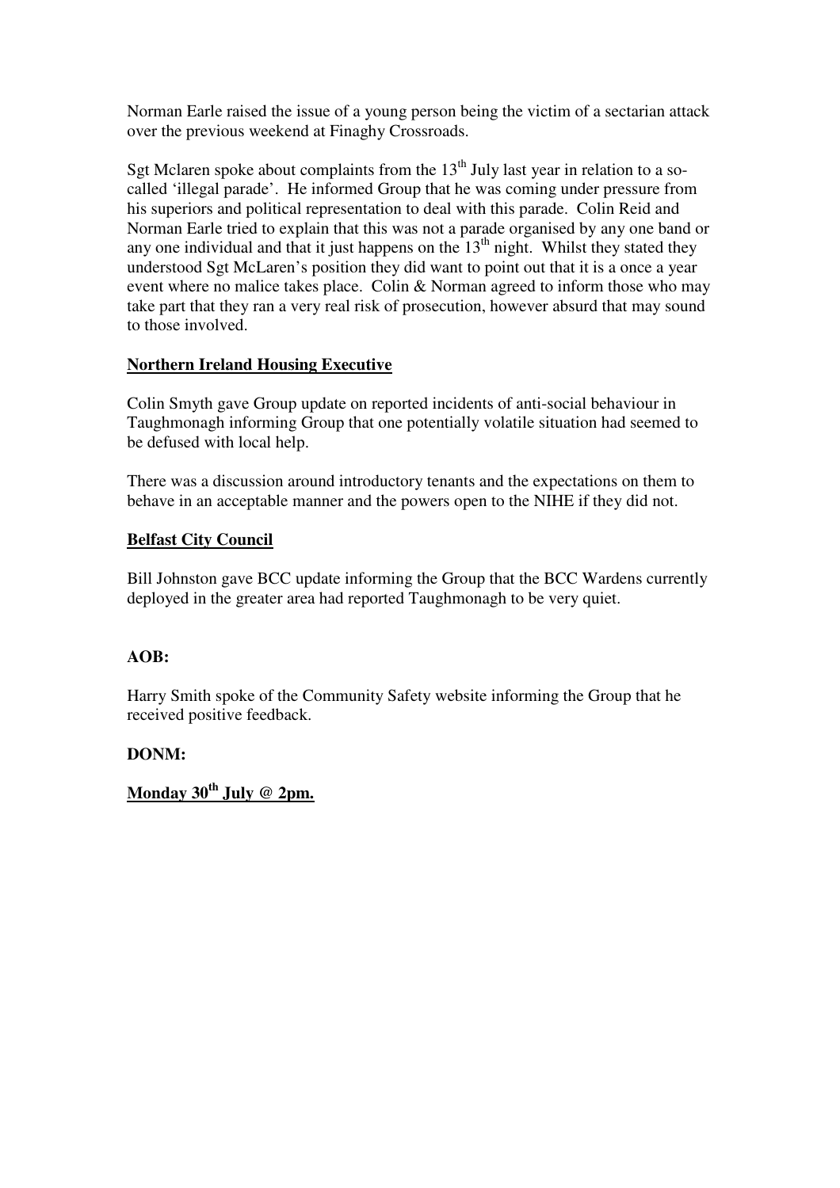Norman Earle raised the issue of a young person being the victim of a sectarian attack over the previous weekend at Finaghy Crossroads.

Sgt Mclaren spoke about complaints from the 13th July last year in relation to a so-called 'illegal parade'. He informed Group that he was coming under pressure from his superiors and political representation to deal with this parade. Colin Reid and Norman Earle tried to explain that this was not a parade organised by any one band or any one individual and that it just happens on the 13th night. Whilst they stated they understood Sgt McLaren's position they did want to point out that it is a once a year event where no malice takes place. Colin & Norman agreed to inform those who may take part that they ran a very real risk of prosecution, however absurd that may sound to those involved.

**Northern Ireland Housing Executive**

Colin Smyth gave Group update on reported incidents of anti-social behaviour in Taughmonagh informing Group that one potentially volatile situation had seemed to be defused with local help.

There was a discussion around introductory tenants and the expectations on them to behave in an acceptable manner and the powers open to the NIHE if they did not.

**Belfast City Council**

Bill Johnston gave BCC update informing the Group that the BCC Wardens currently deployed in the greater area had reported Taughmonagh to be very quiet.

**AOB:**

Harry Smith spoke of the Community Safety website informing the Group that he received positive feedback.

**DONM:**

**Monday 30th July @ 2pm.**